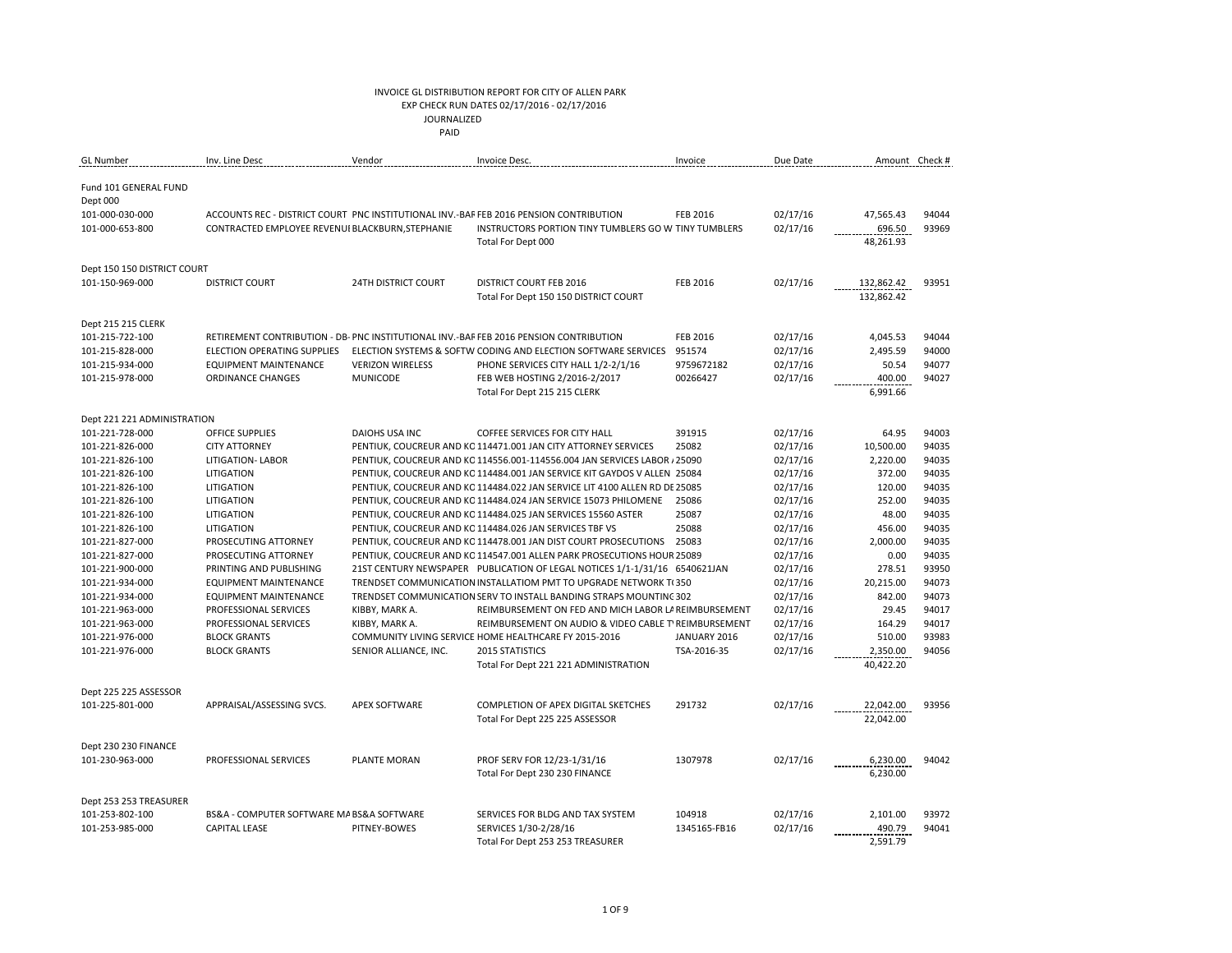# INVOICE GL DISTRIBUTION REPORT FOR CITY OF ALLEN PARK

EXP CHECK RUN DATES 02/17/2016 - 02/17/2016

JOURNALIZED

PAID

| GL Number | Inv. Line Desc | Vendor | Invoice Desc. | Invoice | Due Date | Amount | Check # |
|---|---|---|---|---|---|---|---|
| **Fund 101 GENERAL FUND** | | | | | | | |
| Dept 000 | | | | | | | |
| 101-000-030-000 | ACCOUNTS REC - DISTRICT COURT | PNC INSTITUTIONAL INV.-BAF | FEB 2016 PENSION CONTRIBUTION | FEB 2016 | 02/17/16 | 47,565.43 | 94044 |
| 101-000-653-800 | CONTRACTED EMPLOYEE REVENUI | BLACKBURN,STEPHANIE | INSTRUCTORS PORTION TINY TUMBLERS GO W | TINY TUMBLERS | 02/17/16 | 696.50 | 93969 |
| | | | Total For Dept 000 | | | 48,261.93 | |
| Dept 150 150 DISTRICT COURT | | | | | | | |
| 101-150-969-000 | DISTRICT COURT | 24TH DISTRICT COURT | DISTRICT COURT FEB 2016 | FEB 2016 | 02/17/16 | 132,862.42 | 93951 |
| | | | Total For Dept 150 150 DISTRICT COURT | | | 132,862.42 | |
| Dept 215 215 CLERK | | | | | | | |
| 101-215-722-100 | RETIREMENT CONTRIBUTION - DB- | PNC INSTITUTIONAL INV.-BAF | FEB 2016 PENSION CONTRIBUTION | FEB 2016 | 02/17/16 | 4,045.53 | 94044 |
| 101-215-828-000 | ELECTION OPERATING SUPPLIES | ELECTION SYSTEMS & SOFTW | CODING AND ELECTION SOFTWARE SERVICES | 951574 | 02/17/16 | 2,495.59 | 94000 |
| 101-215-934-000 | EQUIPMENT MAINTENANCE | VERIZON WIRELESS | PHONE SERVICES CITY HALL 1/2-2/1/16 | 9759672182 | 02/17/16 | 50.54 | 94077 |
| 101-215-978-000 | ORDINANCE CHANGES | MUNICODE | FEB WEB HOSTING 2/2016-2/2017 | 00266427 | 02/17/16 | 400.00 | 94027 |
| | | | Total For Dept 215 215 CLERK | | | 6,991.66 | |
| Dept 221 221 ADMINISTRATION | | | | | | | |
| 101-221-728-000 | OFFICE SUPPLIES | DAIOHS USA INC | COFFEE SERVICES FOR CITY HALL | 391915 | 02/17/16 | 64.95 | 94003 |
| 101-221-826-000 | CITY ATTORNEY | PENTIUK, COUCREUR AND KC | 114471.001 JAN CITY ATTORNEY SERVICES | 25082 | 02/17/16 | 10,500.00 | 94035 |
| 101-221-826-100 | LITIGATION- LABOR | PENTIUK, COUCREUR AND KC | 114556.001-114556.004 JAN SERVICES LABOR / | 25090 | 02/17/16 | 2,220.00 | 94035 |
| 101-221-826-100 | LITIGATION | PENTIUK, COUCREUR AND KC | 114484.001 JAN SERVICE KIT GAYDOS V ALLEN | 25084 | 02/17/16 | 372.00 | 94035 |
| 101-221-826-100 | LITIGATION | PENTIUK, COUCREUR AND KC | 114484.022 JAN SERVICE LIT 4100 ALLEN RD DE | 25085 | 02/17/16 | 120.00 | 94035 |
| 101-221-826-100 | LITIGATION | PENTIUK, COUCREUR AND KC | 114484.024 JAN SERVICE 15073 PHILOMENE | 25086 | 02/17/16 | 252.00 | 94035 |
| 101-221-826-100 | LITIGATION | PENTIUK, COUCREUR AND KC | 114484.025 JAN SERVICES 15560 ASTER | 25087 | 02/17/16 | 48.00 | 94035 |
| 101-221-826-100 | LITIGATION | PENTIUK, COUCREUR AND KC | 114484.026 JAN SERVICES TBF VS | 25088 | 02/17/16 | 456.00 | 94035 |
| 101-221-827-000 | PROSECUTING ATTORNEY | PENTIUK, COUCREUR AND KC | 114478.001 JAN DIST COURT PROSECUTIONS | 25083 | 02/17/16 | 2,000.00 | 94035 |
| 101-221-827-000 | PROSECUTING ATTORNEY | PENTIUK, COUCREUR AND KC | 114547.001 ALLEN PARK PROSECUTIONS HOUR | 25089 | 02/17/16 | 0.00 | 94035 |
| 101-221-900-000 | PRINTING AND PUBLISHING | 21ST CENTURY NEWSPAPER | PUBLICATION OF LEGAL NOTICES 1/1-1/31/16 | 6540621JAN | 02/17/16 | 278.51 | 93950 |
| 101-221-934-000 | EQUIPMENT MAINTENANCE | TRENDSET COMMUNICATION | INSTALLATIOM PMT TO UPGRADE NETWORK T( | 350 | 02/17/16 | 20,215.00 | 94073 |
| 101-221-934-000 | EQUIPMENT MAINTENANCE | TRENDSET COMMUNICATION | SERV TO INSTALL BANDING STRAPS MOUNTING | 302 | 02/17/16 | 842.00 | 94073 |
| 101-221-963-000 | PROFESSIONAL SERVICES | KIBBY, MARK A. | REIMBURSEMENT ON FED AND MICH LABOR LA | REIMBURSEMENT | 02/17/16 | 29.45 | 94017 |
| 101-221-963-000 | PROFESSIONAL SERVICES | KIBBY, MARK A. | REIMBURSEMENT ON AUDIO & VIDEO CABLE T\ | REIMBURSEMENT | 02/17/16 | 164.29 | 94017 |
| 101-221-976-000 | BLOCK GRANTS | COMMUNITY LIVING SERVICE | HOME HEALTHCARE FY 2015-2016 | JANUARY 2016 | 02/17/16 | 510.00 | 93983 |
| 101-221-976-000 | BLOCK GRANTS | SENIOR ALLIANCE, INC. | 2015 STATISTICS | TSA-2016-35 | 02/17/16 | 2,350.00 | 94056 |
| | | | Total For Dept 221 221 ADMINISTRATION | | | 40,422.20 | |
| Dept 225 225 ASSESSOR | | | | | | | |
| 101-225-801-000 | APPRAISAL/ASSESSING SVCS. | APEX SOFTWARE | COMPLETION OF APEX DIGITAL SKETCHES | 291732 | 02/17/16 | 22,042.00 | 93956 |
| | | | Total For Dept 225 225 ASSESSOR | | | 22,042.00 | |
| Dept 230 230 FINANCE | | | | | | | |
| 101-230-963-000 | PROFESSIONAL SERVICES | PLANTE MORAN | PROF SERV FOR 12/23-1/31/16 | 1307978 | 02/17/16 | 6,230.00 | 94042 |
| | | | Total For Dept 230 230 FINANCE | | | 6,230.00 | |
| Dept 253 253 TREASURER | | | | | | | |
| 101-253-802-100 | BS&A - COMPUTER SOFTWARE MA | BS&A SOFTWARE | SERVICES FOR BLDG AND TAX SYSTEM | 104918 | 02/17/16 | 2,101.00 | 93972 |
| 101-253-985-000 | CAPITAL LEASE | PITNEY-BOWES | SERVICES 1/30-2/28/16 | 1345165-FB16 | 02/17/16 | 490.79 | 94041 |
| | | | Total For Dept 253 253 TREASURER | | | 2,591.79 | |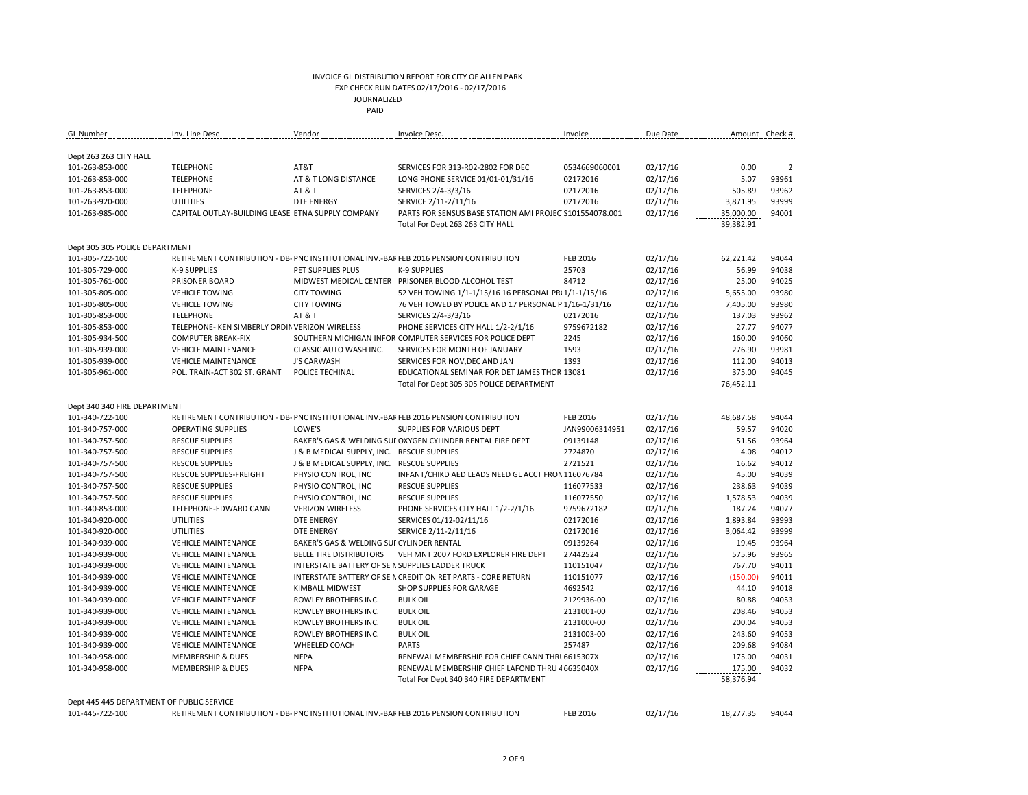INVOICE GL DISTRIBUTION REPORT FOR CITY OF ALLEN PARK
EXP CHECK RUN DATES 02/17/2016 - 02/17/2016
JOURNALIZED
PAID

| GL Number | Inv. Line Desc | Vendor | Invoice Desc. | Invoice | Due Date | Amount | Check # |
|---|---|---|---|---|---|---|---|
| Dept 263 263 CITY HALL | | | | | | | |
| 101-263-853-000 | TELEPHONE | AT&T | SERVICES FOR 313-R02-2802 FOR DEC | 0534669060001 | 02/17/16 | 0.00 | 2 |
| 101-263-853-000 | TELEPHONE | AT & T LONG DISTANCE | LONG PHONE SERVICE 01/01-01/31/16 | 02172016 | 02/17/16 | 5.07 | 93961 |
| 101-263-853-000 | TELEPHONE | AT & T | SERVICES 2/4-3/3/16 | 02172016 | 02/17/16 | 505.89 | 93962 |
| 101-263-920-000 | UTILITIES | DTE ENERGY | SERVICE 2/11-2/11/16 | 02172016 | 02/17/16 | 3,871.95 | 93999 |
| 101-263-985-000 | CAPITAL OUTLAY-BUILDING LEASE | ETNA SUPPLY COMPANY | PARTS FOR SENSUS BASE STATION AMI PROJEC | S101554078.001 | 02/17/16 | 35,000.00 | 94001 |
| | | | Total For Dept 263 263 CITY HALL | | | 39,382.91 | |
| Dept 305 305 POLICE DEPARTMENT | | | | | | | |
| 101-305-722-100 | RETIREMENT CONTRIBUTION - DB- | PNC INSTITUTIONAL INV.-BAF | FEB 2016 PENSION CONTRIBUTION | FEB 2016 | 02/17/16 | 62,221.42 | 94044 |
| 101-305-729-000 | K-9 SUPPLIES | PET SUPPLIES PLUS | K-9 SUPPLIES | 25703 | 02/17/16 | 56.99 | 94038 |
| 101-305-761-000 | PRISONER BOARD | MIDWEST MEDICAL CENTER | PRISONER BLOOD ALCOHOL TEST | 84712 | 02/17/16 | 25.00 | 94025 |
| 101-305-805-000 | VEHICLE TOWING | CITY TOWING | 52 VEH TOWING 1/1-1/15/16 16 PERSONAL PR | 1/1-1/15/16 | 02/17/16 | 5,655.00 | 93980 |
| 101-305-805-000 | VEHICLE TOWING | CITY TOWING | 76 VEH TOWED BY POLICE AND 17 PERSONAL P | 1/16-1/31/16 | 02/17/16 | 7,405.00 | 93980 |
| 101-305-853-000 | TELEPHONE | AT & T | SERVICES 2/4-3/3/16 | 02172016 | 02/17/16 | 137.03 | 93962 |
| 101-305-853-000 | TELEPHONE- KEN SIMBERLY ORDIN | VERIZON WIRELESS | PHONE SERVICES CITY HALL 1/2-2/1/16 | 9759672182 | 02/17/16 | 27.77 | 94077 |
| 101-305-934-500 | COMPUTER BREAK-FIX | SOUTHERN MICHIGAN INFOR | COMPUTER SERVICES FOR POLICE DEPT | 2245 | 02/17/16 | 160.00 | 94060 |
| 101-305-939-000 | VEHICLE MAINTENANCE | CLASSIC AUTO WASH INC. | SERVICES FOR MONTH OF JANUARY | 1593 | 02/17/16 | 276.90 | 93981 |
| 101-305-939-000 | VEHICLE MAINTENANCE | J'S CARWASH | SERVICES FOR NOV,DEC AND JAN | 1393 | 02/17/16 | 112.00 | 94013 |
| 101-305-961-000 | POL. TRAIN-ACT 302 ST. GRANT | POLICE TECHINAL | EDUCATIONAL SEMINAR FOR DET JAMES THOR | 13081 | 02/17/16 | 375.00 | 94045 |
| | | | Total For Dept 305 305 POLICE DEPARTMENT | | | 76,452.11 | |
| Dept 340 340 FIRE DEPARTMENT | | | | | | | |
| 101-340-722-100 | RETIREMENT CONTRIBUTION - DB- | PNC INSTITUTIONAL INV.-BAF | FEB 2016 PENSION CONTRIBUTION | FEB 2016 | 02/17/16 | 48,687.58 | 94044 |
| 101-340-757-000 | OPERATING SUPPLIES | LOWE'S | SUPPLIES FOR VARIOUS DEPT | JAN99006314951 | 02/17/16 | 59.57 | 94020 |
| 101-340-757-500 | RESCUE SUPPLIES | BAKER'S GAS & WELDING SUF | OXYGEN CYLINDER RENTAL FIRE DEPT | 09139148 | 02/17/16 | 51.56 | 93964 |
| 101-340-757-500 | RESCUE SUPPLIES | J & B MEDICAL SUPPLY, INC. | RESCUE SUPPLIES | 2724870 | 02/17/16 | 4.08 | 94012 |
| 101-340-757-500 | RESCUE SUPPLIES | J & B MEDICAL SUPPLY, INC. | RESCUE SUPPLIES | 2721521 | 02/17/16 | 16.62 | 94012 |
| 101-340-757-500 | RESCUE SUPPLIES-FREIGHT | PHYSIO CONTROL, INC | INFANT/CHIKD AED LEADS NEED GL ACCT FRON | 116076784 | 02/17/16 | 45.00 | 94039 |
| 101-340-757-500 | RESCUE SUPPLIES | PHYSIO CONTROL, INC | RESCUE SUPPLIES | 116077533 | 02/17/16 | 238.63 | 94039 |
| 101-340-757-500 | RESCUE SUPPLIES | PHYSIO CONTROL, INC | RESCUE SUPPLIES | 116077550 | 02/17/16 | 1,578.53 | 94039 |
| 101-340-853-000 | TELEPHONE-EDWARD CANN | VERIZON WIRELESS | PHONE SERVICES CITY HALL 1/2-2/1/16 | 9759672182 | 02/17/16 | 187.24 | 94077 |
| 101-340-920-000 | UTILITIES | DTE ENERGY | SERVICES 01/12-02/11/16 | 02172016 | 02/17/16 | 1,893.84 | 93993 |
| 101-340-920-000 | UTILITIES | DTE ENERGY | SERVICE 2/11-2/11/16 | 02172016 | 02/17/16 | 3,064.42 | 93999 |
| 101-340-939-000 | VEHICLE MAINTENANCE | BAKER'S GAS & WELDING SUF | CYLINDER RENTAL | 09139264 | 02/17/16 | 19.45 | 93964 |
| 101-340-939-000 | VEHICLE MAINTENANCE | BELLE TIRE DISTRIBUTORS | VEH MNT 2007 FORD EXPLORER FIRE DEPT | 27442524 | 02/17/16 | 575.96 | 93965 |
| 101-340-939-000 | VEHICLE MAINTENANCE | INTERSTATE BATTERY OF SE N | SUPPLIES LADDER TRUCK | 110151047 | 02/17/16 | 767.70 | 94011 |
| 101-340-939-000 | VEHICLE MAINTENANCE | INTERSTATE BATTERY OF SE N | CREDIT ON RET PARTS - CORE RETURN | 110151077 | 02/17/16 | (150.00) | 94011 |
| 101-340-939-000 | VEHICLE MAINTENANCE | KIMBALL MIDWEST | SHOP SUPPLIES FOR GARAGE | 4692542 | 02/17/16 | 44.10 | 94018 |
| 101-340-939-000 | VEHICLE MAINTENANCE | ROWLEY BROTHERS INC. | BULK OIL | 2129936-00 | 02/17/16 | 80.88 | 94053 |
| 101-340-939-000 | VEHICLE MAINTENANCE | ROWLEY BROTHERS INC. | BULK OIL | 2131001-00 | 02/17/16 | 208.46 | 94053 |
| 101-340-939-000 | VEHICLE MAINTENANCE | ROWLEY BROTHERS INC. | BULK OIL | 2131000-00 | 02/17/16 | 200.04 | 94053 |
| 101-340-939-000 | VEHICLE MAINTENANCE | ROWLEY BROTHERS INC. | BULK OIL | 2131003-00 | 02/17/16 | 243.60 | 94053 |
| 101-340-939-000 | VEHICLE MAINTENANCE | WHEELED COACH | PARTS | 257487 | 02/17/16 | 209.68 | 94084 |
| 101-340-958-000 | MEMBERSHIP & DUES | NFPA | RENEWAL MEMBERSHIP FOR CHIEF CANN THRU | 6615307X | 02/17/16 | 175.00 | 94031 |
| 101-340-958-000 | MEMBERSHIP & DUES | NFPA | RENEWAL MEMBERSHIP CHIEF LAFOND THRU 4 | 6635040X | 02/17/16 | 175.00 | 94032 |
| | | | Total For Dept 340 340 FIRE DEPARTMENT | | | 58,376.94 | |
| Dept 445 445 DEPARTMENT OF PUBLIC SERVICE | | | | | | | |
| 101-445-722-100 | RETIREMENT CONTRIBUTION - DB- | PNC INSTITUTIONAL INV.-BAF | FEB 2016 PENSION CONTRIBUTION | FEB 2016 | 02/17/16 | 18,277.35 | 94044 |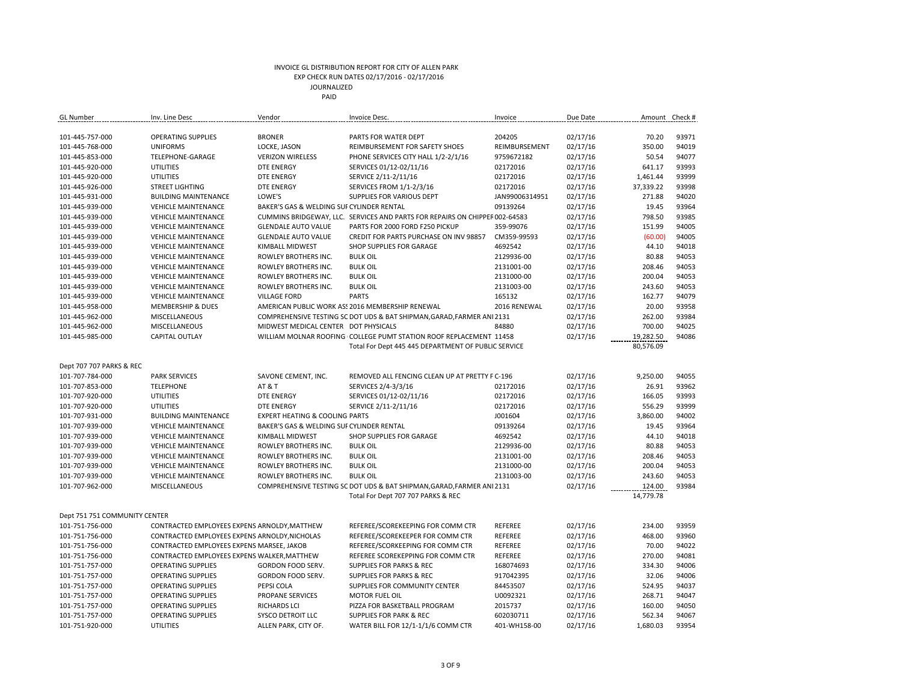# INVOICE GL DISTRIBUTION REPORT FOR CITY OF ALLEN PARK

EXP CHECK RUN DATES 02/17/2016 - 02/17/2016

JOURNALIZED

PAID

| GL Number | Inv. Line Desc | Vendor | Invoice Desc. | Invoice | Due Date | Amount | Check # |
|---|---|---|---|---|---|---|---|
| 101-445-757-000 | OPERATING SUPPLIES | BRONER | PARTS FOR WATER DEPT | 204205 | 02/17/16 | 70.20 | 93971 |
| 101-445-768-000 | UNIFORMS | LOCKE, JASON | REIMBURSEMENT FOR SAFETY SHOES | REIMBURSEMENT | 02/17/16 | 350.00 | 94019 |
| 101-445-853-000 | TELEPHONE-GARAGE | VERIZON WIRELESS | PHONE SERVICES CITY HALL 1/2-2/1/16 | 9759672182 | 02/17/16 | 50.54 | 94077 |
| 101-445-920-000 | UTILITIES | DTE ENERGY | SERVICES 01/12-02/11/16 | 02172016 | 02/17/16 | 641.17 | 93993 |
| 101-445-920-000 | UTILITIES | DTE ENERGY | SERVICE 2/11-2/11/16 | 02172016 | 02/17/16 | 1,461.44 | 93999 |
| 101-445-926-000 | STREET LIGHTING | DTE ENERGY | SERVICES FROM 1/1-2/3/16 | 02172016 | 02/17/16 | 37,339.22 | 93998 |
| 101-445-931-000 | BUILDING MAINTENANCE | LOWE'S | SUPPLIES FOR VARIOUS DEPT | JAN99006314951 | 02/17/16 | 271.88 | 94020 |
| 101-445-939-000 | VEHICLE MAINTENANCE | BAKER'S GAS & WELDING SUF | CYLINDER RENTAL | 09139264 | 02/17/16 | 19.45 | 93964 |
| 101-445-939-000 | VEHICLE MAINTENANCE | CUMMINS BRIDGEWAY, LLC. | SERVICES AND PARTS FOR REPAIRS ON CHIPPER | 002-64583 | 02/17/16 | 798.50 | 93985 |
| 101-445-939-000 | VEHICLE MAINTENANCE | GLENDALE AUTO VALUE | PARTS FOR 2000 FORD F250 PICKUP | 359-99076 | 02/17/16 | 151.99 | 94005 |
| 101-445-939-000 | VEHICLE MAINTENANCE | GLENDALE AUTO VALUE | CREDIT FOR PARTS PURCHASE ON INV 98857 | CM359-99593 | 02/17/16 | (60.00) | 94005 |
| 101-445-939-000 | VEHICLE MAINTENANCE | KIMBALL MIDWEST | SHOP SUPPLIES FOR GARAGE | 4692542 | 02/17/16 | 44.10 | 94018 |
| 101-445-939-000 | VEHICLE MAINTENANCE | ROWLEY BROTHERS INC. | BULK OIL | 2129936-00 | 02/17/16 | 80.88 | 94053 |
| 101-445-939-000 | VEHICLE MAINTENANCE | ROWLEY BROTHERS INC. | BULK OIL | 2131001-00 | 02/17/16 | 208.46 | 94053 |
| 101-445-939-000 | VEHICLE MAINTENANCE | ROWLEY BROTHERS INC. | BULK OIL | 2131000-00 | 02/17/16 | 200.04 | 94053 |
| 101-445-939-000 | VEHICLE MAINTENANCE | ROWLEY BROTHERS INC. | BULK OIL | 2131003-00 | 02/17/16 | 243.60 | 94053 |
| 101-445-939-000 | VEHICLE MAINTENANCE | VILLAGE FORD | PARTS | 165132 | 02/17/16 | 162.77 | 94079 |
| 101-445-958-000 | MEMBERSHIP & DUES | AMERICAN PUBLIC WORK ASS | 2016 MEMBERSHIP RENEWAL | 2016 RENEWAL | 02/17/16 | 20.00 | 93958 |
| 101-445-962-000 | MISCELLANEOUS | COMPREHENSIVE TESTING SC | DOT UDS & BAT SHIPMAN,GARAD,FARMER AN | 2131 | 02/17/16 | 262.00 | 93984 |
| 101-445-962-000 | MISCELLANEOUS | MIDWEST MEDICAL CENTER | DOT PHYSICALS | 84880 | 02/17/16 | 700.00 | 94025 |
| 101-445-985-000 | CAPITAL OUTLAY | WILLIAM MOLNAR ROOFING | COLLEGE PUMT STATION ROOF REPLACEMENT | 11458 | 02/17/16 | 19,282.50 | 94086 |
| | | | Total For Dept 445 445 DEPARTMENT OF PUBLIC SERVICE | | | 80,576.09 | |
| Dept 707 707 PARKS & REC | | | | | | | |
| 101-707-784-000 | PARK SERVICES | SAVONE CEMENT, INC. | REMOVED ALL FENCING CLEAN UP AT PRETTY F | C-196 | 02/17/16 | 9,250.00 | 94055 |
| 101-707-853-000 | TELEPHONE | AT & T | SERVICES 2/4-3/3/16 | 02172016 | 02/17/16 | 26.91 | 93962 |
| 101-707-920-000 | UTILITIES | DTE ENERGY | SERVICES 01/12-02/11/16 | 02172016 | 02/17/16 | 166.05 | 93993 |
| 101-707-920-000 | UTILITIES | DTE ENERGY | SERVICE 2/11-2/11/16 | 02172016 | 02/17/16 | 556.29 | 93999 |
| 101-707-931-000 | BUILDING MAINTENANCE | EXPERT HEATING & COOLING | PARTS | J001604 | 02/17/16 | 3,860.00 | 94002 |
| 101-707-939-000 | VEHICLE MAINTENANCE | BAKER'S GAS & WELDING SUF | CYLINDER RENTAL | 09139264 | 02/17/16 | 19.45 | 93964 |
| 101-707-939-000 | VEHICLE MAINTENANCE | KIMBALL MIDWEST | SHOP SUPPLIES FOR GARAGE | 4692542 | 02/17/16 | 44.10 | 94018 |
| 101-707-939-000 | VEHICLE MAINTENANCE | ROWLEY BROTHERS INC. | BULK OIL | 2129936-00 | 02/17/16 | 80.88 | 94053 |
| 101-707-939-000 | VEHICLE MAINTENANCE | ROWLEY BROTHERS INC. | BULK OIL | 2131001-00 | 02/17/16 | 208.46 | 94053 |
| 101-707-939-000 | VEHICLE MAINTENANCE | ROWLEY BROTHERS INC. | BULK OIL | 2131000-00 | 02/17/16 | 200.04 | 94053 |
| 101-707-939-000 | VEHICLE MAINTENANCE | ROWLEY BROTHERS INC. | BULK OIL | 2131003-00 | 02/17/16 | 243.60 | 94053 |
| 101-707-962-000 | MISCELLANEOUS | COMPREHENSIVE TESTING SC | DOT UDS & BAT SHIPMAN,GARAD,FARMER AN | 2131 | 02/17/16 | 124.00 | 93984 |
| | | | Total For Dept 707 707 PARKS & REC | | | 14,779.78 | |
| Dept 751 751 COMMUNITY CENTER | | | | | | | |
| 101-751-756-000 | CONTRACTED EMPLOYEES EXPENS | ARNOLDY,MATTHEW | REFEREE/SCOREKEEPING FOR COMM CTR | REFEREE | 02/17/16 | 234.00 | 93959 |
| 101-751-756-000 | CONTRACTED EMPLOYEES EXPENS | ARNOLDY,NICHOLAS | REFEREE/SCOREKEEPER FOR COMM CTR | REFEREE | 02/17/16 | 468.00 | 93960 |
| 101-751-756-000 | CONTRACTED EMPLOYEES EXPENS | MARSEE, JAKOB | REFEREE/SCORKEEPING FOR COMM CTR | REFEREE | 02/17/16 | 70.00 | 94022 |
| 101-751-756-000 | CONTRACTED EMPLOYEES EXPENS | WALKER,MATTHEW | REFEREE SCOREKEPPING FOR COMM CTR | REFEREE | 02/17/16 | 270.00 | 94081 |
| 101-751-757-000 | OPERATING SUPPLIES | GORDON FOOD SERV. | SUPPLIES FOR PARKS & REC | 168074693 | 02/17/16 | 334.30 | 94006 |
| 101-751-757-000 | OPERATING SUPPLIES | GORDON FOOD SERV. | SUPPLIES FOR PARKS & REC | 917042395 | 02/17/16 | 32.06 | 94006 |
| 101-751-757-000 | OPERATING SUPPLIES | PEPSI COLA | SUPPLIES FOR COMMUNITY CENTER | 84453507 | 02/17/16 | 524.95 | 94037 |
| 101-751-757-000 | OPERATING SUPPLIES | PROPANE SERVICES | MOTOR FUEL OIL | U0092321 | 02/17/16 | 268.71 | 94047 |
| 101-751-757-000 | OPERATING SUPPLIES | RICHARDS LCI | PIZZA FOR BASKETBALL PROGRAM | 2015737 | 02/17/16 | 160.00 | 94050 |
| 101-751-757-000 | OPERATING SUPPLIES | SYSCO DETROIT LLC | SUPPLIES FOR PARK & REC | 602030711 | 02/17/16 | 562.34 | 94067 |
| 101-751-920-000 | UTILITIES | ALLEN PARK, CITY OF. | WATER BILL FOR 12/1-1/1/6 COMM CTR | 401-WH158-00 | 02/17/16 | 1,680.03 | 93954 |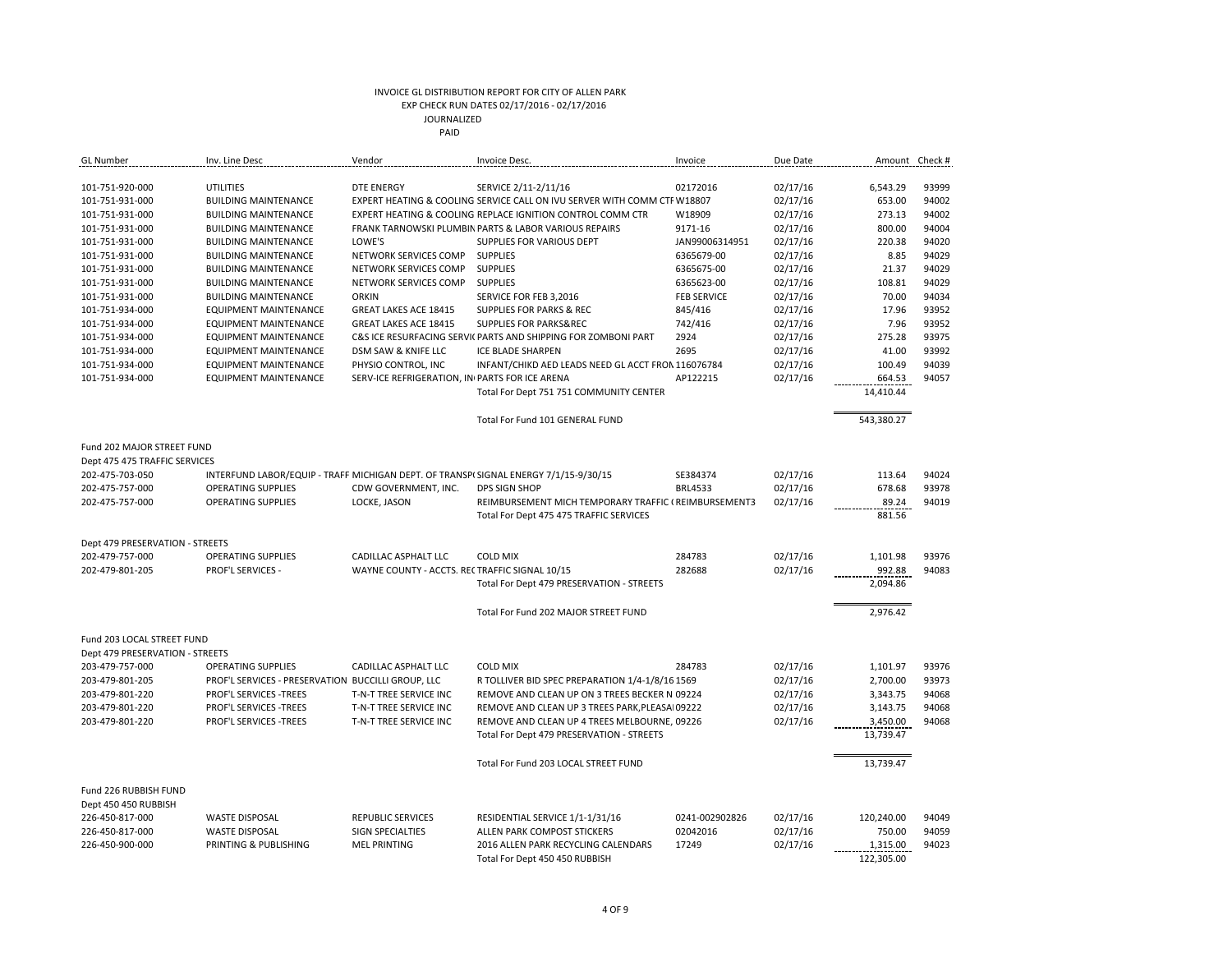INVOICE GL DISTRIBUTION REPORT FOR CITY OF ALLEN PARK
EXP CHECK RUN DATES 02/17/2016 - 02/17/2016
JOURNALIZED
PAID

| GL Number | Inv. Line Desc | Vendor | Invoice Desc. | Invoice | Due Date | Amount | Check # |
|---|---|---|---|---|---|---|---|
| 101-751-920-000 | UTILITIES | DTE ENERGY | SERVICE 2/11-2/11/16 | 02172016 | 02/17/16 | 6,543.29 | 93999 |
| 101-751-931-000 | BUILDING MAINTENANCE | EXPERT HEATING & COOLING | SERVICE CALL ON IVU SERVER WITH COMM CTF | W18807 | 02/17/16 | 653.00 | 94002 |
| 101-751-931-000 | BUILDING MAINTENANCE | EXPERT HEATING & COOLING | REPLACE IGNITION CONTROL COMM CTR | W18909 | 02/17/16 | 273.13 | 94002 |
| 101-751-931-000 | BUILDING MAINTENANCE | FRANK TARNOWSKI PLUMBIN | PARTS & LABOR VARIOUS REPAIRS | 9171-16 | 02/17/16 | 800.00 | 94004 |
| 101-751-931-000 | BUILDING MAINTENANCE | LOWE'S | SUPPLIES FOR VARIOUS DEPT | JAN99006314951 | 02/17/16 | 220.38 | 94020 |
| 101-751-931-000 | BUILDING MAINTENANCE | NETWORK SERVICES COMP | SUPPLIES | 6365679-00 | 02/17/16 | 8.85 | 94029 |
| 101-751-931-000 | BUILDING MAINTENANCE | NETWORK SERVICES COMP | SUPPLIES | 6365675-00 | 02/17/16 | 21.37 | 94029 |
| 101-751-931-000 | BUILDING MAINTENANCE | NETWORK SERVICES COMP | SUPPLIES | 6365623-00 | 02/17/16 | 108.81 | 94029 |
| 101-751-931-000 | BUILDING MAINTENANCE | ORKIN | SERVICE FOR FEB 3,2016 | FEB SERVICE | 02/17/16 | 70.00 | 94034 |
| 101-751-934-000 | EQUIPMENT MAINTENANCE | GREAT LAKES ACE 18415 | SUPPLIES FOR PARKS & REC | 845/416 | 02/17/16 | 17.96 | 93952 |
| 101-751-934-000 | EQUIPMENT MAINTENANCE | GREAT LAKES ACE 18415 | SUPPLIES FOR PARKS&REC | 742/416 | 02/17/16 | 7.96 | 93952 |
| 101-751-934-000 | EQUIPMENT MAINTENANCE | C&S ICE RESURFACING SERVIC | PARTS AND SHIPPING FOR ZOMBONI PART | 2924 | 02/17/16 | 275.28 | 93975 |
| 101-751-934-000 | EQUIPMENT MAINTENANCE | DSM SAW & KNIFE LLC | ICE BLADE SHARPEN | 2695 | 02/17/16 | 41.00 | 93992 |
| 101-751-934-000 | EQUIPMENT MAINTENANCE | PHYSIO CONTROL, INC | INFANT/CHIKD AED LEADS NEED GL ACCT FROM | 116076784 | 02/17/16 | 100.49 | 94039 |
| 101-751-934-000 | EQUIPMENT MAINTENANCE | SERV-ICE REFRIGERATION, IN | PARTS FOR ICE ARENA | AP122215 | 02/17/16 | 664.53 | 94057 |
| | | | Total For Dept 751 751 COMMUNITY CENTER | | | 14,410.44 | |
| | | | Total For Fund 101 GENERAL FUND | | | 543,380.27 | |
| Fund 202 MAJOR STREET FUND | | | | | | | |
| Dept 475 475 TRAFFIC SERVICES | | | | | | | |
| 202-475-703-050 | INTERFUND LABOR/EQUIP - TRAFF | MICHIGAN DEPT. OF TRANSP( | SIGNAL ENERGY 7/1/15-9/30/15 | SE384374 | 02/17/16 | 113.64 | 94024 |
| 202-475-757-000 | OPERATING SUPPLIES | CDW GOVERNMENT, INC. | DPS SIGN SHOP | BRL4533 | 02/17/16 | 678.68 | 93978 |
| 202-475-757-000 | OPERATING SUPPLIES | LOCKE, JASON | REIMBURSEMENT MICH TEMPORARY TRAFFIC ( | REIMBURSEMENT3 | 02/17/16 | 89.24 | 94019 |
| | | | Total For Dept 475 475 TRAFFIC SERVICES | | | 881.56 | |
| Dept 479 PRESERVATION - STREETS | | | | | | | |
| 202-479-757-000 | OPERATING SUPPLIES | CADILLAC ASPHALT LLC | COLD MIX | 284783 | 02/17/16 | 1,101.98 | 93976 |
| 202-479-801-205 | PROF'L SERVICES - | WAYNE COUNTY - ACCTS. REC | TRAFFIC SIGNAL 10/15 | 282688 | 02/17/16 | 992.88 | 94083 |
| | | | Total For Dept 479 PRESERVATION - STREETS | | | 2,094.86 | |
| | | | Total For Fund 202 MAJOR STREET FUND | | | 2,976.42 | |
| Fund 203 LOCAL STREET FUND | | | | | | | |
| Dept 479 PRESERVATION - STREETS | | | | | | | |
| 203-479-757-000 | OPERATING SUPPLIES | CADILLAC ASPHALT LLC | COLD MIX | 284783 | 02/17/16 | 1,101.97 | 93976 |
| 203-479-801-205 | PROF'L SERVICES - PRESERVATION | BUCCILLI GROUP, LLC | R TOLLIVER BID SPEC PREPARATION 1/4-1/8/16 | 1569 | 02/17/16 | 2,700.00 | 93973 |
| 203-479-801-220 | PROF'L SERVICES -TREES | T-N-T TREE SERVICE INC | REMOVE AND CLEAN UP ON 3 TREES BECKER N | 09224 | 02/17/16 | 3,343.75 | 94068 |
| 203-479-801-220 | PROF'L SERVICES -TREES | T-N-T TREE SERVICE INC | REMOVE AND CLEAN UP 3 TREES PARK,PLEASA | 09222 | 02/17/16 | 3,143.75 | 94068 |
| 203-479-801-220 | PROF'L SERVICES -TREES | T-N-T TREE SERVICE INC | REMOVE AND CLEAN UP 4 TREES MELBOURNE, | 09226 | 02/17/16 | 3,450.00 | 94068 |
| | | | Total For Dept 479 PRESERVATION - STREETS | | | 13,739.47 | |
| | | | Total For Fund 203 LOCAL STREET FUND | | | 13,739.47 | |
| Fund 226 RUBBISH FUND | | | | | | | |
| Dept 450 450 RUBBISH | | | | | | | |
| 226-450-817-000 | WASTE DISPOSAL | REPUBLIC SERVICES | RESIDENTIAL SERVICE 1/1-1/31/16 | 0241-002902826 | 02/17/16 | 120,240.00 | 94049 |
| 226-450-817-000 | WASTE DISPOSAL | SIGN SPECIALTIES | ALLEN PARK COMPOST STICKERS | 02042016 | 02/17/16 | 750.00 | 94059 |
| 226-450-900-000 | PRINTING & PUBLISHING | MEL PRINTING | 2016 ALLEN PARK RECYCLING CALENDARS | 17249 | 02/17/16 | 1,315.00 | 94023 |
| | | | Total For Dept 450 450 RUBBISH | | | 122,305.00 | |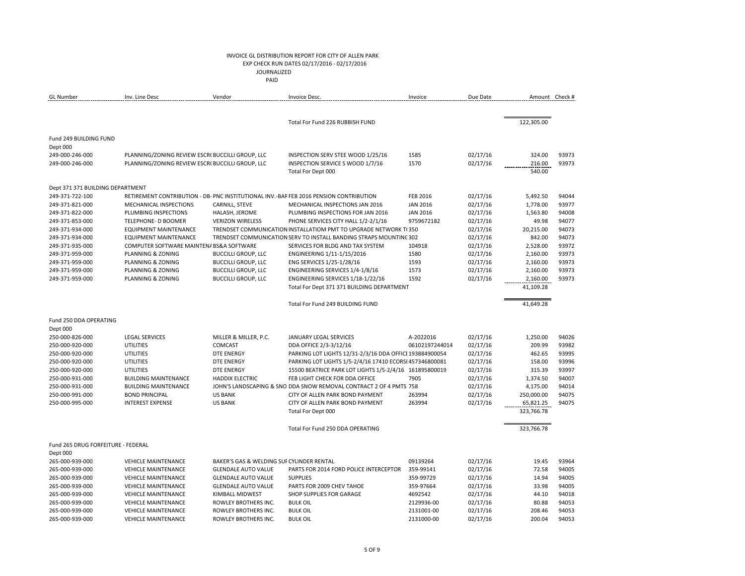INVOICE GL DISTRIBUTION REPORT FOR CITY OF ALLEN PARK
EXP CHECK RUN DATES 02/17/2016 - 02/17/2016
JOURNALIZED
PAID

| GL Number | Inv. Line Desc | Vendor | Invoice Desc. | Invoice | Due Date | Amount | Check # |
|---|---|---|---|---|---|---|---|
| | | | Total For Fund 226 RUBBISH FUND | | | 122,305.00 | |
| Fund 249 BUILDING FUND | | | | | | | |
| Dept 000 | | | | | | | |
| 249-000-246-000 | PLANNING/ZONING REVIEW ESCR( | BUCCILLI GROUP, LLC | INSPECTION SERV STEE WOOD 1/25/16 | 1585 | 02/17/16 | 324.00 | 93973 |
| 249-000-246-000 | PLANNING/ZONING REVIEW ESCR( | BUCCILLI GROUP, LLC | INSPECTION SERVICE S WOOD 1/7/16 | 1570 | 02/17/16 | 216.00 | 93973 |
| | | | Total For Dept 000 | | | 540.00 | |
| Dept 371 371 BUILDING DEPARTMENT | | | | | | | |
| 249-371-722-100 | RETIREMENT CONTRIBUTION - DB- | PNC INSTITUTIONAL INV.-BAF | FEB 2016 PENSION CONTRIBUTION | FEB 2016 | 02/17/16 | 5,492.50 | 94044 |
| 249-371-821-000 | MECHANICAL INSPECTIONS | CARNILL, STEVE | MECHANICAL INSPECTIONS JAN 2016 | JAN 2016 | 02/17/16 | 1,778.00 | 93977 |
| 249-371-822-000 | PLUMBING INSPECTIONS | HALASH, JEROME | PLUMBING INSPECTIONS FOR JAN 2016 | JAN 2016 | 02/17/16 | 1,563.80 | 94008 |
| 249-371-853-000 | TELEPHONE- D BOOMER | VERIZON WIRELESS | PHONE SERVICES CITY HALL 1/2-2/1/16 | 9759672182 | 02/17/16 | 49.98 | 94077 |
| 249-371-934-000 | EQUIPMENT MAINTENANCE | TRENDSET COMMUNICATION | INSTALLATIOM PMT TO UPGRADE NETWORK T( | 350 | 02/17/16 | 20,215.00 | 94073 |
| 249-371-934-000 | EQUIPMENT MAINTENANCE | TRENDSET COMMUNICATION | SERV TO INSTALL BANDING STRAPS MOUNTINC | 302 | 02/17/16 | 842.00 | 94073 |
| 249-371-935-000 | COMPUTER SOFTWARE MAINTEN/ | BS&A SOFTWARE | SERVICES FOR BLDG AND TAX SYSTEM | 104918 | 02/17/16 | 2,528.00 | 93972 |
| 249-371-959-000 | PLANNING & ZONING | BUCCILLI GROUP, LLC | ENGINEERING 1/11-1/15/2016 | 1580 | 02/17/16 | 2,160.00 | 93973 |
| 249-371-959-000 | PLANNING & ZONING | BUCCILLI GROUP, LLC | ENG SERVICES 1/25-1/28/16 | 1593 | 02/17/16 | 2,160.00 | 93973 |
| 249-371-959-000 | PLANNING & ZONING | BUCCILLI GROUP, LLC | ENGINEERING SERVICES 1/4-1/8/16 | 1573 | 02/17/16 | 2,160.00 | 93973 |
| 249-371-959-000 | PLANNING & ZONING | BUCCILLI GROUP, LLC | ENGINEERING SERVICES 1/18-1/22/16 | 1592 | 02/17/16 | 2,160.00 | 93973 |
| | | | Total For Dept 371 371 BUILDING DEPARTMENT | | | 41,109.28 | |
| | | | Total For Fund 249 BUILDING FUND | | | 41,649.28 | |
| Fund 250 DDA OPERATING | | | | | | | |
| Dept 000 | | | | | | | |
| 250-000-826-000 | LEGAL SERVICES | MILLER & MILLER, P.C. | JANUARY LEGAL SERVICES | A-2022016 | 02/17/16 | 1,250.00 | 94026 |
| 250-000-920-000 | UTILITIES | COMCAST | DDA OFFICE 2/3-3/12/16 | 06102197244014 | 02/17/16 | 209.99 | 93982 |
| 250-000-920-000 | UTILITIES | DTE ENERGY | PARKING LOT LIGHTS 12/31-2/3/16 DDA OFFICI | 193884900054 | 02/17/16 | 462.65 | 93995 |
| 250-000-920-000 | UTILITIES | DTE ENERGY | PARKING LOT LIGHTS 1/5-2/4/16 17410 ECORSI | 457346800081 | 02/17/16 | 158.00 | 93996 |
| 250-000-920-000 | UTILITIES | DTE ENERGY | 15500 BEATRICE PARK LOT LIGHTS 1/5-2/4/16 | 161895800019 | 02/17/16 | 315.39 | 93997 |
| 250-000-931-000 | BUILDING MAINTENANCE | HADDIX ELECTRIC | FEB LIGHT CHECK FOR DDA OFFICE | 7905 | 02/17/16 | 1,374.50 | 94007 |
| 250-000-931-000 | BUILDING MAINTENANCE | JOHN'S LANDSCAPING & SNO | DDA SNOW REMOVAL CONTRACT 2 OF 4 PMTS | 758 | 02/17/16 | 4,175.00 | 94014 |
| 250-000-991-000 | BOND PRINCIPAL | US BANK | CITY OF ALLEN PARK BOND PAYMENT | 263994 | 02/17/16 | 250,000.00 | 94075 |
| 250-000-995-000 | INTEREST EXPENSE | US BANK | CITY OF ALLEN PARK BOND PAYMENT | 263994 | 02/17/16 | 65,821.25 | 94075 |
| | | | Total For Dept 000 | | | 323,766.78 | |
| | | | Total For Fund 250 DDA OPERATING | | | 323,766.78 | |
| Fund 265 DRUG FORFEITURE - FEDERAL | | | | | | | |
| Dept 000 | | | | | | | |
| 265-000-939-000 | VEHICLE MAINTENANCE | BAKER'S GAS & WELDING SUF | CYLINDER RENTAL | 09139264 | 02/17/16 | 19.45 | 93964 |
| 265-000-939-000 | VEHICLE MAINTENANCE | GLENDALE AUTO VALUE | PARTS FOR 2014 FORD POLICE INTERCEPTOR | 359-99141 | 02/17/16 | 72.58 | 94005 |
| 265-000-939-000 | VEHICLE MAINTENANCE | GLENDALE AUTO VALUE | SUPPLIES | 359-99729 | 02/17/16 | 14.94 | 94005 |
| 265-000-939-000 | VEHICLE MAINTENANCE | GLENDALE AUTO VALUE | PARTS FOR 2009 CHEV TAHOE | 359-97664 | 02/17/16 | 33.98 | 94005 |
| 265-000-939-000 | VEHICLE MAINTENANCE | KIMBALL MIDWEST | SHOP SUPPLIES FOR GARAGE | 4692542 | 02/17/16 | 44.10 | 94018 |
| 265-000-939-000 | VEHICLE MAINTENANCE | ROWLEY BROTHERS INC. | BULK OIL | 2129936-00 | 02/17/16 | 80.88 | 94053 |
| 265-000-939-000 | VEHICLE MAINTENANCE | ROWLEY BROTHERS INC. | BULK OIL | 2131001-00 | 02/17/16 | 208.46 | 94053 |
| 265-000-939-000 | VEHICLE MAINTENANCE | ROWLEY BROTHERS INC. | BULK OIL | 2131000-00 | 02/17/16 | 200.04 | 94053 |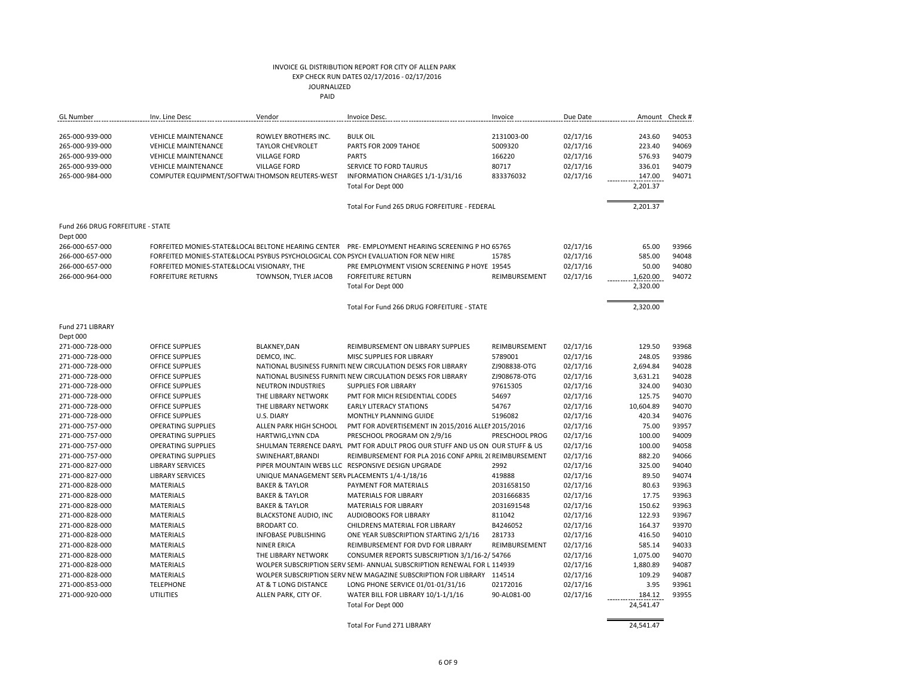# INVOICE GL DISTRIBUTION REPORT FOR CITY OF ALLEN PARK

EXP CHECK RUN DATES 02/17/2016 - 02/17/2016

JOURNALIZED

PAID

| GL Number | Inv. Line Desc | Vendor | Invoice Desc. | Invoice | Due Date | Amount | Check # |
|---|---|---|---|---|---|---|---|
| 265-000-939-000 | VEHICLE MAINTENANCE | ROWLEY BROTHERS INC. | BULK OIL | 2131003-00 | 02/17/16 | 243.60 | 94053 |
| 265-000-939-000 | VEHICLE MAINTENANCE | TAYLOR CHEVROLET | PARTS FOR 2009 TAHOE | 5009320 | 02/17/16 | 223.40 | 94069 |
| 265-000-939-000 | VEHICLE MAINTENANCE | VILLAGE FORD | PARTS | 166220 | 02/17/16 | 576.93 | 94079 |
| 265-000-939-000 | VEHICLE MAINTENANCE | VILLAGE FORD | SERVICE TO FORD TAURUS | 80717 | 02/17/16 | 336.01 | 94079 |
| 265-000-984-000 | COMPUTER EQUIPMENT/SOFTWA | THOMSON REUTERS-WEST | INFORMATION CHARGES 1/1-1/31/16 | 833376032 | 02/17/16 | 147.00 | 94071 |
| | | | Total For Dept 000 | | | 2,201.37 | |
| | | | Total For Fund 265 DRUG FORFEITURE - FEDERAL | | | 2,201.37 | |
| Fund 266 DRUG FORFEITURE - STATE | | | | | | | |
| Dept 000 | | | | | | | |
| 266-000-657-000 | FORFEITED MONIES-STATE&LOCAL | BELTONE HEARING CENTER | PRE- EMPLOYMENT HEARING SCREENING P HO | 65765 | 02/17/16 | 65.00 | 93966 |
| 266-000-657-000 | FORFEITED MONIES-STATE&LOCAL | PSYBUS PSYCHOLOGICAL CON | PSYCH EVALUATION FOR NEW HIRE | 15785 | 02/17/16 | 585.00 | 94048 |
| 266-000-657-000 | FORFEITED MONIES-STATE&LOCAL | VISIONARY, THE | PRE EMPLOYMENT VISION SCREENING P HOYE | 19545 | 02/17/16 | 50.00 | 94080 |
| 266-000-964-000 | FORFEITURE RETURNS | TOWNSON, TYLER JACOB | FORFEITURE RETURN | REIMBURSEMENT | 02/17/16 | 1,620.00 | 94072 |
| | | | Total For Dept 000 | | | 2,320.00 | |
| | | | Total For Fund 266 DRUG FORFEITURE - STATE | | | 2,320.00 | |
| Fund 271 LIBRARY | | | | | | | |
| Dept 000 | | | | | | | |
| 271-000-728-000 | OFFICE SUPPLIES | BLAKNEY,DAN | REIMBURSEMENT ON LIBRARY SUPPLIES | REIMBURSEMENT | 02/17/16 | 129.50 | 93968 |
| 271-000-728-000 | OFFICE SUPPLIES | DEMCO, INC. | MISC SUPPLIES FOR LIBRARY | 5789001 | 02/17/16 | 248.05 | 93986 |
| 271-000-728-000 | OFFICE SUPPLIES | NATIONAL BUSINESS FURNITU | NEW CIRCULATION DESKS FOR LIBRARY | ZJ908838-OTG | 02/17/16 | 2,694.84 | 94028 |
| 271-000-728-000 | OFFICE SUPPLIES | NATIONAL BUSINESS FURNITU | NEW CIRCULATION DESKS FOR LIBRARY | ZJ908678-OTG | 02/17/16 | 3,631.21 | 94028 |
| 271-000-728-000 | OFFICE SUPPLIES | NEUTRON INDUSTRIES | SUPPLIES FOR LIBRARY | 97615305 | 02/17/16 | 324.00 | 94030 |
| 271-000-728-000 | OFFICE SUPPLIES | THE LIBRARY NETWORK | PMT FOR MICH RESIDENTIAL CODES | 54697 | 02/17/16 | 125.75 | 94070 |
| 271-000-728-000 | OFFICE SUPPLIES | THE LIBRARY NETWORK | EARLY LITERACY STATIONS | 54767 | 02/17/16 | 10,604.89 | 94070 |
| 271-000-728-000 | OFFICE SUPPLIES | U.S. DIARY | MONTHLY PLANNING GUIDE | 5196082 | 02/17/16 | 420.34 | 94076 |
| 271-000-757-000 | OPERATING SUPPLIES | ALLEN PARK HIGH SCHOOL | PMT FOR ADVERTISEMENT IN 2015/2016 ALLEN | 2015/2016 | 02/17/16 | 75.00 | 93957 |
| 271-000-757-000 | OPERATING SUPPLIES | HARTWIG,LYNN CDA | PRESCHOOL PROGRAM ON 2/9/16 | PRESCHOOL PROG | 02/17/16 | 100.00 | 94009 |
| 271-000-757-000 | OPERATING SUPPLIES | SHULMAN TERRENCE DARYL | PMT FOR ADULT PROG OUR STUFF AND US ON | OUR STUFF & US | 02/17/16 | 100.00 | 94058 |
| 271-000-757-000 | OPERATING SUPPLIES | SWINEHART,BRANDI | REIMBURSEMENT FOR PLA 2016 CONF APRIL 20 | REIMBURSEMENT | 02/17/16 | 882.20 | 94066 |
| 271-000-827-000 | LIBRARY SERVICES | PIPER MOUNTAIN WEBS LLC | RESPONSIVE DESIGN UPGRADE | 2992 | 02/17/16 | 325.00 | 94040 |
| 271-000-827-000 | LIBRARY SERVICES | UNIQUE MANAGEMENT SERV | PLACEMENTS 1/4-1/18/16 | 419888 | 02/17/16 | 89.50 | 94074 |
| 271-000-828-000 | MATERIALS | BAKER & TAYLOR | PAYMENT FOR MATERIALS | 2031658150 | 02/17/16 | 80.63 | 93963 |
| 271-000-828-000 | MATERIALS | BAKER & TAYLOR | MATERIALS FOR LIBRARY | 2031666835 | 02/17/16 | 17.75 | 93963 |
| 271-000-828-000 | MATERIALS | BAKER & TAYLOR | MATERIALS FOR LIBRARY | 2031691548 | 02/17/16 | 150.62 | 93963 |
| 271-000-828-000 | MATERIALS | BLACKSTONE AUDIO, INC | AUDIOBOOKS FOR LIBRARY | 811042 | 02/17/16 | 122.93 | 93967 |
| 271-000-828-000 | MATERIALS | BRODART CO. | CHILDRENS MATERIAL FOR LIBRARY | B4246052 | 02/17/16 | 164.37 | 93970 |
| 271-000-828-000 | MATERIALS | INFOBASE PUBLISHING | ONE YEAR SUBSCRIPTION STARTING 2/1/16 | 281733 | 02/17/16 | 416.50 | 94010 |
| 271-000-828-000 | MATERIALS | NINER ERICA | REIMBURSEMENT FOR DVD FOR LIBRARY | REIMBURSEMENT | 02/17/16 | 585.14 | 94033 |
| 271-000-828-000 | MATERIALS | THE LIBRARY NETWORK | CONSUMER REPORTS SUBSCRIPTION 3/1/16-2/ | 54766 | 02/17/16 | 1,075.00 | 94070 |
| 271-000-828-000 | MATERIALS | WOLPER SUBSCRIPTION SERV | SEMI- ANNUAL SUBSCRIPTION RENEWAL FOR L | 114939 | 02/17/16 | 1,880.89 | 94087 |
| 271-000-828-000 | MATERIALS | WOLPER SUBSCRIPTION SERV | NEW MAGAZINE SUBSCRIPTION FOR LIBRARY | 114514 | 02/17/16 | 109.29 | 94087 |
| 271-000-853-000 | TELEPHONE | AT & T LONG DISTANCE | LONG PHONE SERVICE 01/01-01/31/16 | 02172016 | 02/17/16 | 3.95 | 93961 |
| 271-000-920-000 | UTILITIES | ALLEN PARK, CITY OF. | WATER BILL FOR LIBRARY 10/1-1/1/16 | 90-AL081-00 | 02/17/16 | 184.12 | 93955 |
| | | | Total For Dept 000 | | | 24,541.47 | |
| | | | Total For Fund 271 LIBRARY | | | 24,541.47 | |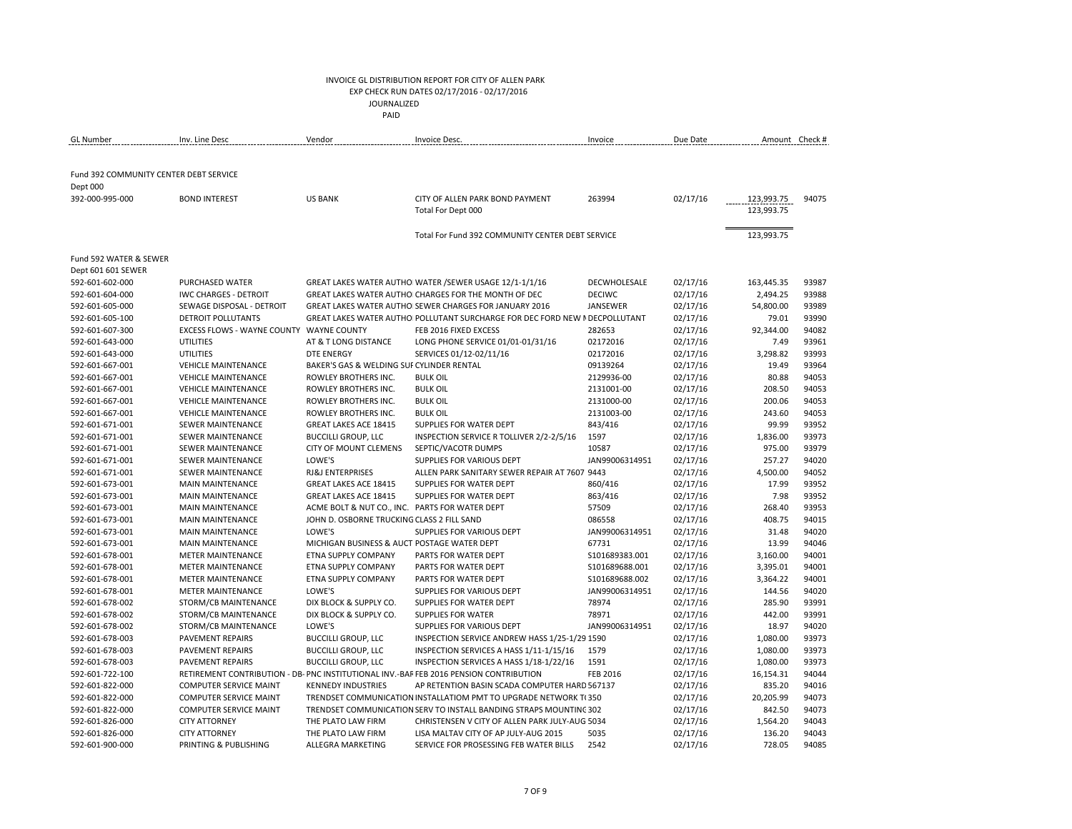INVOICE GL DISTRIBUTION REPORT FOR CITY OF ALLEN PARK
EXP CHECK RUN DATES 02/17/2016 - 02/17/2016
JOURNALIZED
PAID

| GL Number | Inv. Line Desc | Vendor | Invoice Desc. | Invoice | Due Date | Amount | Check # |
|---|---|---|---|---|---|---|---|
| Fund 392 COMMUNITY CENTER DEBT SERVICE | | | | | | | |
| Dept 000 | | | | | | | |
| 392-000-995-000 | BOND INTEREST | US BANK | CITY OF ALLEN PARK BOND PAYMENT | 263994 | 02/17/16 | 123,993.75 | 94075 |
| | | | Total For Dept 000 | | | 123,993.75 | |
| | | | Total For Fund 392 COMMUNITY CENTER DEBT SERVICE | | | 123,993.75 | |
| Fund 592 WATER & SEWER | | | | | | | |
| Dept 601 601 SEWER | | | | | | | |
| 592-601-602-000 | PURCHASED WATER | GREAT LAKES WATER AUTHO | WATER /SEWER USAGE 12/1-1/1/16 | DECWHOLESALE | 02/17/16 | 163,445.35 | 93987 |
| 592-601-604-000 | IWC CHARGES - DETROIT | GREAT LAKES WATER AUTHO | CHARGES FOR THE MONTH OF DEC | DECIWC | 02/17/16 | 2,494.25 | 93988 |
| 592-601-605-000 | SEWAGE DISPOSAL - DETROIT | GREAT LAKES WATER AUTHO | SEWER CHARGES FOR JANUARY 2016 | JANSEWER | 02/17/16 | 54,800.00 | 93989 |
| 592-601-605-100 | DETROIT POLLUTANTS | GREAT LAKES WATER AUTHO | POLLUTANT SURCHARGE FOR DEC FORD NEW M | DECPOLLUTANT | 02/17/16 | 79.01 | 93990 |
| 592-601-607-300 | EXCESS FLOWS - WAYNE COUNTY | WAYNE COUNTY | FEB 2016 FIXED EXCESS | 282653 | 02/17/16 | 92,344.00 | 94082 |
| 592-601-643-000 | UTILITIES | AT & T LONG DISTANCE | LONG PHONE SERVICE 01/01-01/31/16 | 02172016 | 02/17/16 | 7.49 | 93961 |
| 592-601-643-000 | UTILITIES | DTE ENERGY | SERVICES 01/12-02/11/16 | 02172016 | 02/17/16 | 3,298.82 | 93993 |
| 592-601-667-001 | VEHICLE MAINTENANCE | BAKER'S GAS & WELDING SUF | CYLINDER RENTAL | 09139264 | 02/17/16 | 19.49 | 93964 |
| 592-601-667-001 | VEHICLE MAINTENANCE | ROWLEY BROTHERS INC. | BULK OIL | 2129936-00 | 02/17/16 | 80.88 | 94053 |
| 592-601-667-001 | VEHICLE MAINTENANCE | ROWLEY BROTHERS INC. | BULK OIL | 2131001-00 | 02/17/16 | 208.50 | 94053 |
| 592-601-667-001 | VEHICLE MAINTENANCE | ROWLEY BROTHERS INC. | BULK OIL | 2131000-00 | 02/17/16 | 200.06 | 94053 |
| 592-601-667-001 | VEHICLE MAINTENANCE | ROWLEY BROTHERS INC. | BULK OIL | 2131003-00 | 02/17/16 | 243.60 | 94053 |
| 592-601-671-001 | SEWER MAINTENANCE | GREAT LAKES ACE 18415 | SUPPLIES FOR WATER DEPT | 843/416 | 02/17/16 | 99.99 | 93952 |
| 592-601-671-001 | SEWER MAINTENANCE | BUCCILLI GROUP, LLC | INSPECTION SERVICE R TOLLIVER 2/2-2/5/16 | 1597 | 02/17/16 | 1,836.00 | 93973 |
| 592-601-671-001 | SEWER MAINTENANCE | CITY OF MOUNT CLEMENS | SEPTIC/VACOTR DUMPS | 10587 | 02/17/16 | 975.00 | 93979 |
| 592-601-671-001 | SEWER MAINTENANCE | LOWE'S | SUPPLIES FOR VARIOUS DEPT | JAN99006314951 | 02/17/16 | 257.27 | 94020 |
| 592-601-671-001 | SEWER MAINTENANCE | RJ&J ENTERPRISES | ALLEN PARK SANITARY SEWER REPAIR AT 7607 | 9443 | 02/17/16 | 4,500.00 | 94052 |
| 592-601-673-001 | MAIN MAINTENANCE | GREAT LAKES ACE 18415 | SUPPLIES FOR WATER DEPT | 860/416 | 02/17/16 | 17.99 | 93952 |
| 592-601-673-001 | MAIN MAINTENANCE | GREAT LAKES ACE 18415 | SUPPLIES FOR WATER DEPT | 863/416 | 02/17/16 | 7.98 | 93952 |
| 592-601-673-001 | MAIN MAINTENANCE | ACME BOLT & NUT CO., INC. | PARTS FOR WATER DEPT | 57509 | 02/17/16 | 268.40 | 93953 |
| 592-601-673-001 | MAIN MAINTENANCE | JOHN D. OSBORNE TRUCKING | CLASS 2 FILL SAND | 086558 | 02/17/16 | 408.75 | 94015 |
| 592-601-673-001 | MAIN MAINTENANCE | LOWE'S | SUPPLIES FOR VARIOUS DEPT | JAN99006314951 | 02/17/16 | 31.48 | 94020 |
| 592-601-673-001 | MAIN MAINTENANCE | MICHIGAN BUSINESS & AUCT | POSTAGE WATER DEPT | 67731 | 02/17/16 | 13.99 | 94046 |
| 592-601-678-001 | METER MAINTENANCE | ETNA SUPPLY COMPANY | PARTS FOR WATER DEPT | S101689383.001 | 02/17/16 | 3,160.00 | 94001 |
| 592-601-678-001 | METER MAINTENANCE | ETNA SUPPLY COMPANY | PARTS FOR WATER DEPT | S101689688.001 | 02/17/16 | 3,395.01 | 94001 |
| 592-601-678-001 | METER MAINTENANCE | ETNA SUPPLY COMPANY | PARTS FOR WATER DEPT | S101689688.002 | 02/17/16 | 3,364.22 | 94001 |
| 592-601-678-001 | METER MAINTENANCE | LOWE'S | SUPPLIES FOR VARIOUS DEPT | JAN99006314951 | 02/17/16 | 144.56 | 94020 |
| 592-601-678-002 | STORM/CB MAINTENANCE | DIX BLOCK & SUPPLY CO. | SUPPLIES FOR WATER DEPT | 78974 | 02/17/16 | 285.90 | 93991 |
| 592-601-678-002 | STORM/CB MAINTENANCE | DIX BLOCK & SUPPLY CO. | SUPPLIES FOR WATER | 78971 | 02/17/16 | 442.00 | 93991 |
| 592-601-678-002 | STORM/CB MAINTENANCE | LOWE'S | SUPPLIES FOR VARIOUS DEPT | JAN99006314951 | 02/17/16 | 18.97 | 94020 |
| 592-601-678-003 | PAVEMENT REPAIRS | BUCCILLI GROUP, LLC | INSPECTION SERVICE ANDREW HASS 1/25-1/29 | 1590 | 02/17/16 | 1,080.00 | 93973 |
| 592-601-678-003 | PAVEMENT REPAIRS | BUCCILLI GROUP, LLC | INSPECTION SERVICES A HASS 1/11-1/15/16 | 1579 | 02/17/16 | 1,080.00 | 93973 |
| 592-601-678-003 | PAVEMENT REPAIRS | BUCCILLI GROUP, LLC | INSPECTION SERVICES A HASS 1/18-1/22/16 | 1591 | 02/17/16 | 1,080.00 | 93973 |
| 592-601-722-100 | RETIREMENT CONTRIBUTION - DB | PNC INSTITUTIONAL INV.-BAF | FEB 2016 PENSION CONTRIBUTION | FEB 2016 | 02/17/16 | 16,154.31 | 94044 |
| 592-601-822-000 | COMPUTER SERVICE MAINT | KENNEDY INDUSTRIES | AP RETENTION BASIN SCADA COMPUTER HARD | 567137 | 02/17/16 | 835.20 | 94016 |
| 592-601-822-000 | COMPUTER SERVICE MAINT | TRENDSET COMMUNICATION | INSTALLATIOM PMT TO UPGRADE NETWORK T( | 350 | 02/17/16 | 20,205.99 | 94073 |
| 592-601-822-000 | COMPUTER SERVICE MAINT | TRENDSET COMMUNICATION | SERV TO INSTALL BANDING STRAPS MOUNTING | 302 | 02/17/16 | 842.50 | 94073 |
| 592-601-826-000 | CITY ATTORNEY | THE PLATO LAW FIRM | CHRISTENSEN V CITY OF ALLEN PARK JULY-AUG | 5034 | 02/17/16 | 1,564.20 | 94043 |
| 592-601-826-000 | CITY ATTORNEY | THE PLATO LAW FIRM | LISA MALTAV CITY OF AP JULY-AUG 2015 | 5035 | 02/17/16 | 136.20 | 94043 |
| 592-601-900-000 | PRINTING & PUBLISHING | ALLEGRA MARKETING | SERVICE FOR PROSESSING FEB WATER BILLS | 2542 | 02/17/16 | 728.05 | 94085 |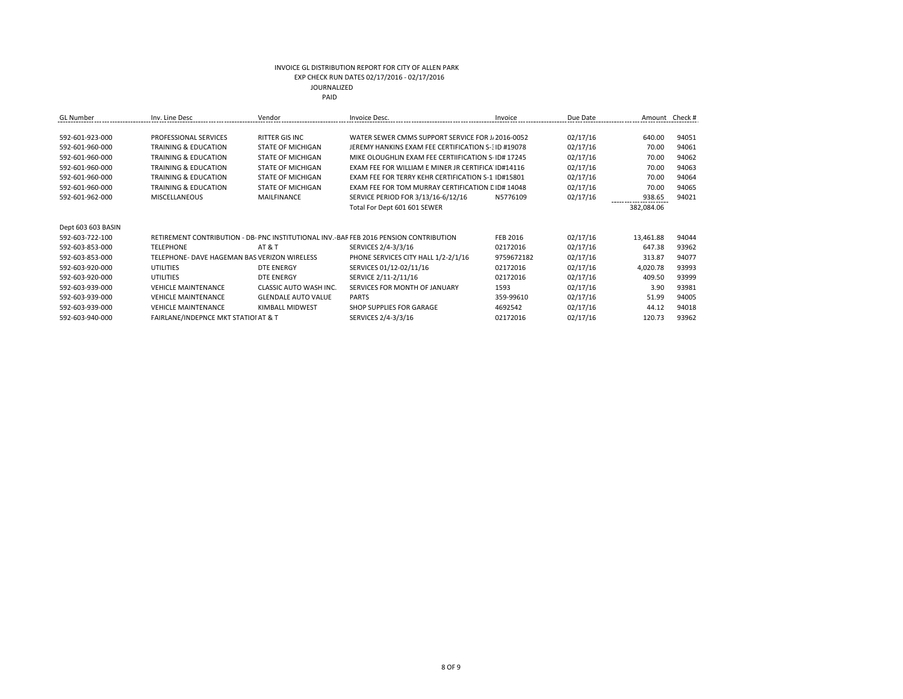INVOICE GL DISTRIBUTION REPORT FOR CITY OF ALLEN PARK
EXP CHECK RUN DATES 02/17/2016 - 02/17/2016
JOURNALIZED
PAID

| GL Number | Inv. Line Desc | Vendor | Invoice Desc. | Invoice | Due Date | Amount | Check # |
|---|---|---|---|---|---|---|---|
| 592-601-923-000 | PROFESSIONAL SERVICES | RITTER GIS INC | WATER SEWER CMMS SUPPORT SERVICE FOR J/ | 2016-0052 | 02/17/16 | 640.00 | 94051 |
| 592-601-960-000 | TRAINING & EDUCATION | STATE OF MICHIGAN | JEREMY HANKINS EXAM FEE CERTIFICATION S-3 | ID #19078 | 02/17/16 | 70.00 | 94061 |
| 592-601-960-000 | TRAINING & EDUCATION | STATE OF MICHIGAN | MIKE OLOUGHLIN EXAM FEE CERTIIFICATION S- | ID# 17245 | 02/17/16 | 70.00 | 94062 |
| 592-601-960-000 | TRAINING & EDUCATION | STATE OF MICHIGAN | EXAM FEE FOR WILLIAM E MINER JR CERTIFICA | ID#14116 | 02/17/16 | 70.00 | 94063 |
| 592-601-960-000 | TRAINING & EDUCATION | STATE OF MICHIGAN | EXAM FEE FOR TERRY KEHR CERTIFICATION S-1 | ID#15801 | 02/17/16 | 70.00 | 94064 |
| 592-601-960-000 | TRAINING & EDUCATION | STATE OF MICHIGAN | EXAM FEE FOR TOM MURRAY CERTIFICATION D | ID# 14048 | 02/17/16 | 70.00 | 94065 |
| 592-601-962-000 | MISCELLANEOUS | MAILFINANCE | SERVICE PERIOD FOR 3/13/16-6/12/16 | N5776109 | 02/17/16 | 938.65 | 94021 |
| | | | Total For Dept 601 601 SEWER | | | 382,084.06 | |
| Dept 603 603 BASIN | | | | | | | |
| 592-603-722-100 | RETIREMENT CONTRIBUTION - DB- | PNC INSTITUTIONAL INV.-BAR | FEB 2016 PENSION CONTRIBUTION | FEB 2016 | 02/17/16 | 13,461.88 | 94044 |
| 592-603-853-000 | TELEPHONE | AT & T | SERVICES 2/4-3/3/16 | 02172016 | 02/17/16 | 647.38 | 93962 |
| 592-603-853-000 | TELEPHONE- DAVE HAGEMAN BAS | VERIZON WIRELESS | PHONE SERVICES CITY HALL 1/2-2/1/16 | 9759672182 | 02/17/16 | 313.87 | 94077 |
| 592-603-920-000 | UTILITIES | DTE ENERGY | SERVICES 01/12-02/11/16 | 02172016 | 02/17/16 | 4,020.78 | 93993 |
| 592-603-920-000 | UTILITIES | DTE ENERGY | SERVICE 2/11-2/11/16 | 02172016 | 02/17/16 | 409.50 | 93999 |
| 592-603-939-000 | VEHICLE MAINTENANCE | CLASSIC AUTO WASH INC. | SERVICES FOR MONTH OF JANUARY | 1593 | 02/17/16 | 3.90 | 93981 |
| 592-603-939-000 | VEHICLE MAINTENANCE | GLENDALE AUTO VALUE | PARTS | 359-99610 | 02/17/16 | 51.99 | 94005 |
| 592-603-939-000 | VEHICLE MAINTENANCE | KIMBALL MIDWEST | SHOP SUPPLIES FOR GARAGE | 4692542 | 02/17/16 | 44.12 | 94018 |
| 592-603-940-000 | FAIRLANE/INDEPNCE MKT STATIOI | AT & T | SERVICES 2/4-3/3/16 | 02172016 | 02/17/16 | 120.73 | 93962 |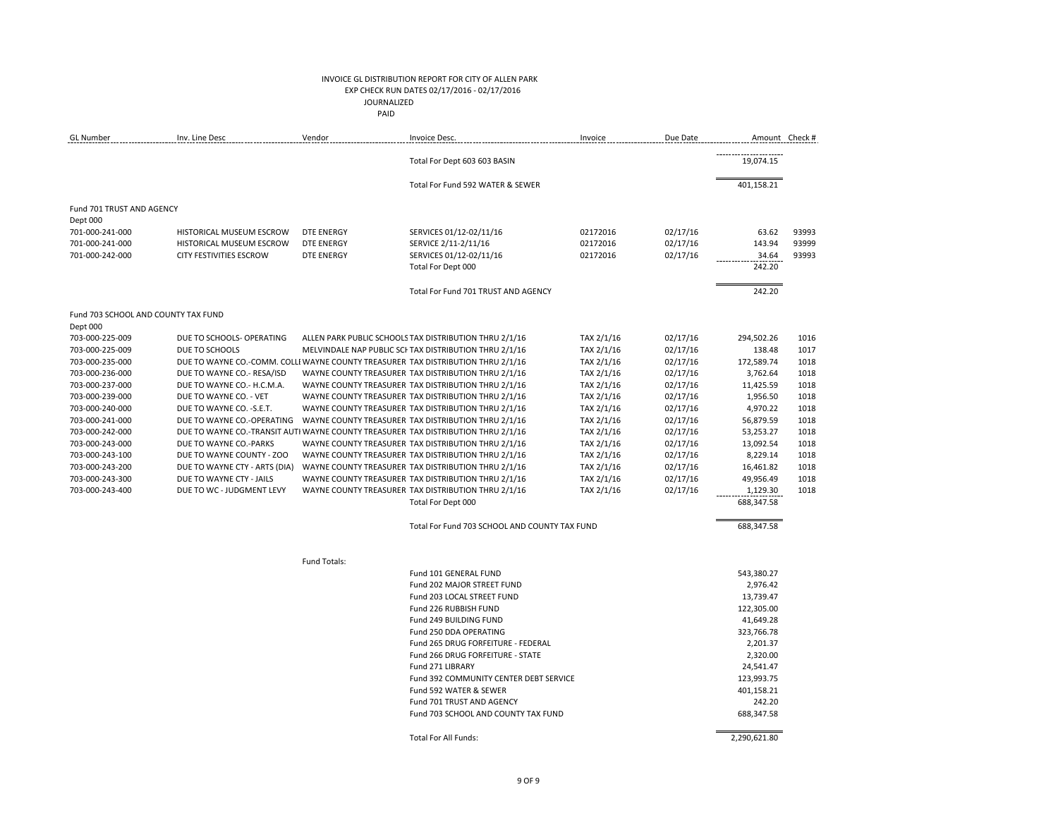INVOICE GL DISTRIBUTION REPORT FOR CITY OF ALLEN PARK
EXP CHECK RUN DATES 02/17/2016 - 02/17/2016
JOURNALIZED
PAID

| GL Number | Inv. Line Desc | Vendor | Invoice Desc. | Invoice | Due Date | Amount | Check # |
|---|---|---|---|---|---|---|---|
| | | | Total For Dept 603 603 BASIN | | | 19,074.15 | |
| | | | Total For Fund 592 WATER & SEWER | | | 401,158.21 | |
| Fund 701 TRUST AND AGENCY | | | | | | | |
| Dept 000 | | | | | | | |
| 701-000-241-000 | HISTORICAL MUSEUM ESCROW | DTE ENERGY | SERVICES 01/12-02/11/16 | 02172016 | 02/17/16 | 63.62 | 93993 |
| 701-000-241-000 | HISTORICAL MUSEUM ESCROW | DTE ENERGY | SERVICE 2/11-2/11/16 | 02172016 | 02/17/16 | 143.94 | 93999 |
| 701-000-242-000 | CITY FESTIVITIES ESCROW | DTE ENERGY | SERVICES 01/12-02/11/16 | 02172016 | 02/17/16 | 34.64 | 93993 |
| | | | Total For Dept 000 | | | 242.20 | |
| | | | Total For Fund 701 TRUST AND AGENCY | | | 242.20 | |
| Fund 703 SCHOOL AND COUNTY TAX FUND | | | | | | | |
| Dept 000 | | | | | | | |
| 703-000-225-009 | DUE TO SCHOOLS- OPERATING | ALLEN PARK PUBLIC SCHOOLS | TAX DISTRIBUTION THRU 2/1/16 | TAX 2/1/16 | 02/17/16 | 294,502.26 | 1016 |
| 703-000-225-009 | DUE TO SCHOOLS | MELVINDALE NAP PUBLIC SCH | TAX DISTRIBUTION THRU 2/1/16 | TAX 2/1/16 | 02/17/16 | 138.48 | 1017 |
| 703-000-235-000 | DUE TO WAYNE CO.-COMM. COLLE | WAYNE COUNTY TREASURER | TAX DISTRIBUTION THRU 2/1/16 | TAX 2/1/16 | 02/17/16 | 172,589.74 | 1018 |
| 703-000-236-000 | DUE TO WAYNE CO.- RESA/ISD | WAYNE COUNTY TREASURER | TAX DISTRIBUTION THRU 2/1/16 | TAX 2/1/16 | 02/17/16 | 3,762.64 | 1018 |
| 703-000-237-000 | DUE TO WAYNE CO.- H.C.M.A. | WAYNE COUNTY TREASURER | TAX DISTRIBUTION THRU 2/1/16 | TAX 2/1/16 | 02/17/16 | 11,425.59 | 1018 |
| 703-000-239-000 | DUE TO WAYNE CO. - VET | WAYNE COUNTY TREASURER | TAX DISTRIBUTION THRU 2/1/16 | TAX 2/1/16 | 02/17/16 | 1,956.50 | 1018 |
| 703-000-240-000 | DUE TO WAYNE CO. -S.E.T. | WAYNE COUNTY TREASURER | TAX DISTRIBUTION THRU 2/1/16 | TAX 2/1/16 | 02/17/16 | 4,970.22 | 1018 |
| 703-000-241-000 | DUE TO WAYNE CO.-OPERATING | WAYNE COUNTY TREASURER | TAX DISTRIBUTION THRU 2/1/16 | TAX 2/1/16 | 02/17/16 | 56,879.59 | 1018 |
| 703-000-242-000 | DUE TO WAYNE CO.-TRANSIT AUTH | WAYNE COUNTY TREASURER | TAX DISTRIBUTION THRU 2/1/16 | TAX 2/1/16 | 02/17/16 | 53,253.27 | 1018 |
| 703-000-243-000 | DUE TO WAYNE CO.-PARKS | WAYNE COUNTY TREASURER | TAX DISTRIBUTION THRU 2/1/16 | TAX 2/1/16 | 02/17/16 | 13,092.54 | 1018 |
| 703-000-243-100 | DUE TO WAYNE COUNTY - ZOO | WAYNE COUNTY TREASURER | TAX DISTRIBUTION THRU 2/1/16 | TAX 2/1/16 | 02/17/16 | 8,229.14 | 1018 |
| 703-000-243-200 | DUE TO WAYNE CTY - ARTS (DIA) | WAYNE COUNTY TREASURER | TAX DISTRIBUTION THRU 2/1/16 | TAX 2/1/16 | 02/17/16 | 16,461.82 | 1018 |
| 703-000-243-300 | DUE TO WAYNE CTY - JAILS | WAYNE COUNTY TREASURER | TAX DISTRIBUTION THRU 2/1/16 | TAX 2/1/16 | 02/17/16 | 49,956.49 | 1018 |
| 703-000-243-400 | DUE TO WC - JUDGMENT LEVY | WAYNE COUNTY TREASURER | TAX DISTRIBUTION THRU 2/1/16 | TAX 2/1/16 | 02/17/16 | 1,129.30 | 1018 |
| | | | Total For Dept 000 | | | 688,347.58 | |
| | | | Total For Fund 703 SCHOOL AND COUNTY TAX FUND | | | 688,347.58 | |

| Fund Totals: | | |
|---|---|---|
| | Fund 101 GENERAL FUND | 543,380.27 |
| | Fund 202 MAJOR STREET FUND | 2,976.42 |
| | Fund 203 LOCAL STREET FUND | 13,739.47 |
| | Fund 226 RUBBISH FUND | 122,305.00 |
| | Fund 249 BUILDING FUND | 41,649.28 |
| | Fund 250 DDA OPERATING | 323,766.78 |
| | Fund 265 DRUG FORFEITURE - FEDERAL | 2,201.37 |
| | Fund 266 DRUG FORFEITURE - STATE | 2,320.00 |
| | Fund 271 LIBRARY | 24,541.47 |
| | Fund 392 COMMUNITY CENTER DEBT SERVICE | 123,993.75 |
| | Fund 592 WATER & SEWER | 401,158.21 |
| | Fund 701 TRUST AND AGENCY | 242.20 |
| | Fund 703 SCHOOL AND COUNTY TAX FUND | 688,347.58 |
| | Total For All Funds: | 2,290,621.80 |